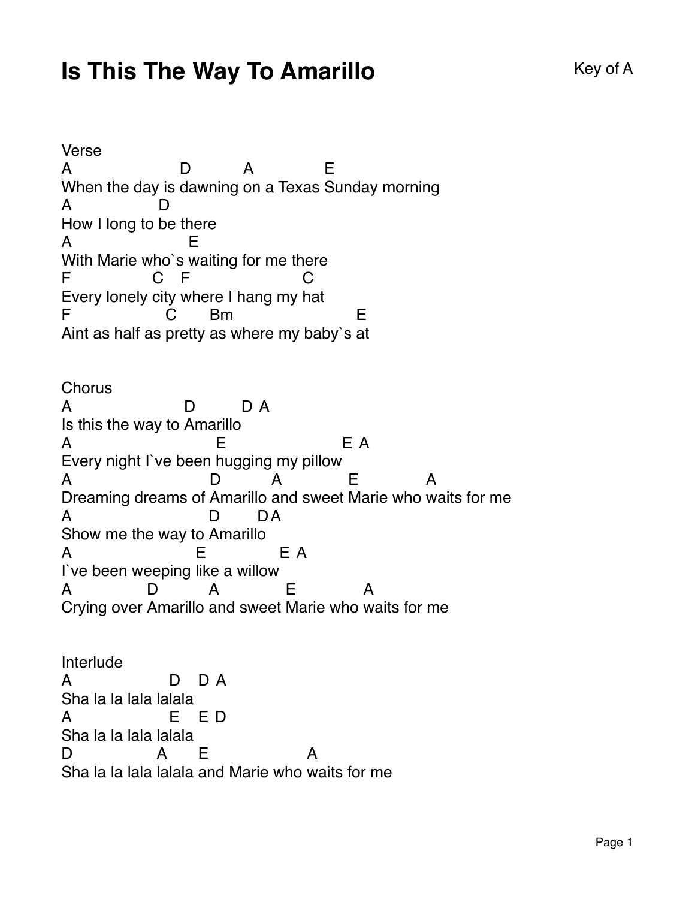# Is This The Way To Amarillo

Key of A

Verse

```
A                    D          A             E
When the day is dawning on a Texas Sunday morning
A             D
How I long to be there
A                    E
With Marie who`s waiting for me there
F               C    F                  C
Every lonely city where I hang my hat
F                 C       Bm                     E
Aint as half as pretty as where my baby`s at
```

Chorus

```
A                     D        D  A
Is this the way to Amarillo
A                          E                    E  A
Every night I`ve been hugging my pillow
A                        D          A            E             A
Dreaming dreams of Amarillo and sweet Marie who waits for me
A                        D       D A
Show me the way to Amarillo
A                     E              E  A
I`ve been weeping like a willow
A           D          A            E            A
Crying over Amarillo and sweet Marie who waits for me
```

Interlude

```
A                  D    D  A
Sha la la lala lalala
A                  E    E  D
Sha la la lala lalala
D               A      E                  A
Sha la la lala lalala and Marie who waits for me
```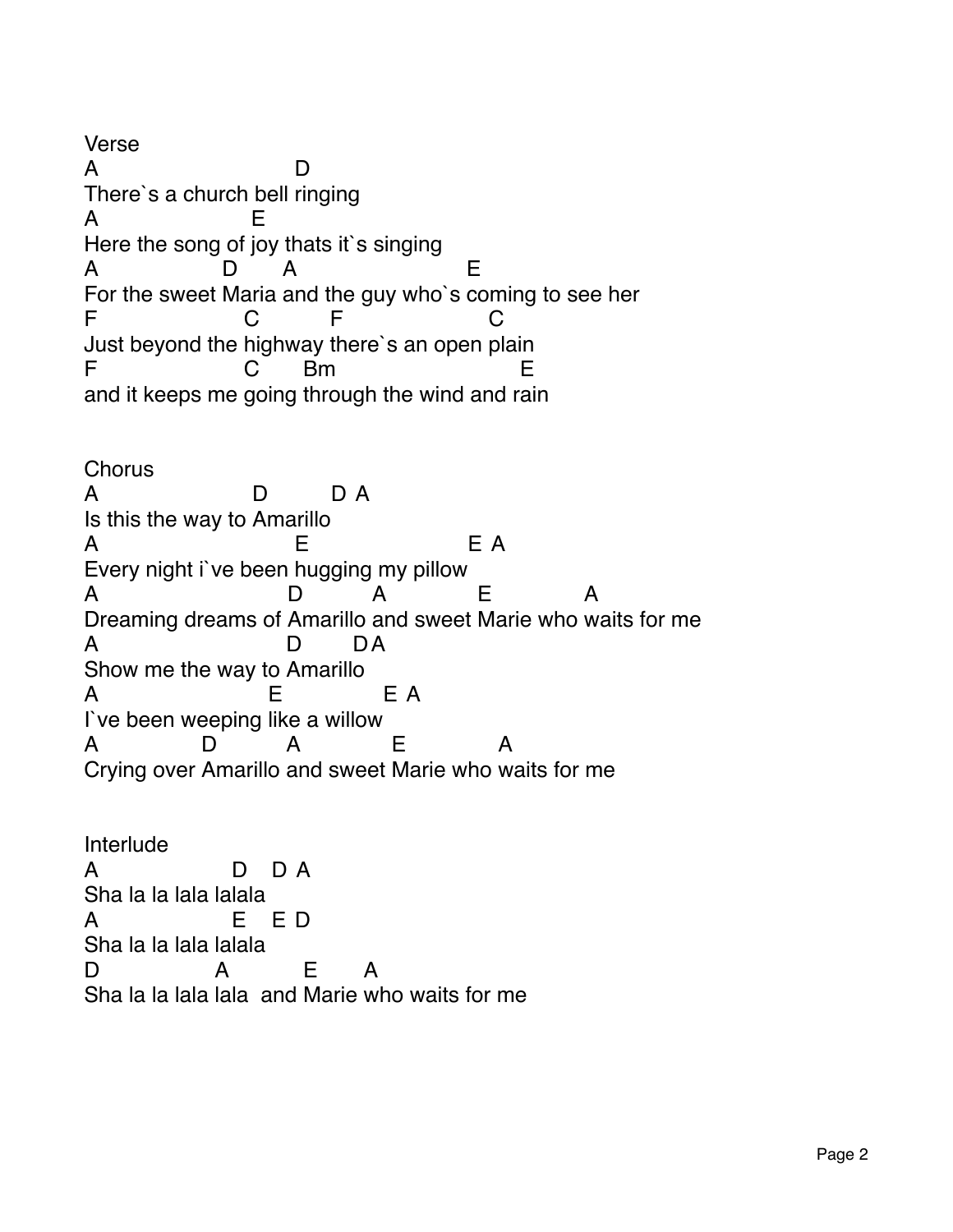Verse

```
A                         D
There`s a church bell ringing
A                    E
Here the song of joy thats it`s singing
A                D       A                    E
For the sweet Maria and the guy who`s coming to see her
F                  C          F                 C
Just beyond the highway there`s an open plain
F                  C       Bm                        E
and it keeps me going through the wind and rain
```

Chorus

```
A                     D          D  A
Is this the way to Amarillo
A                         E                        E  A
Every night i`ve been hugging my pillow
A                        D          A             E             A
Dreaming dreams of Amarillo and sweet Marie who waits for me
A                        D        D A
Show me the way to Amarillo
A                     E               E  A
I`ve been weeping like a willow
A              D          A             E             A
Crying over Amarillo and sweet Marie who waits for me
```

Interlude

```
A                 D    D  A
Sha la la lala lalala
A                 E    E  D
Sha la la lala lalala
D             A           E       A
Sha la la lala lala  and Marie who waits for me
```